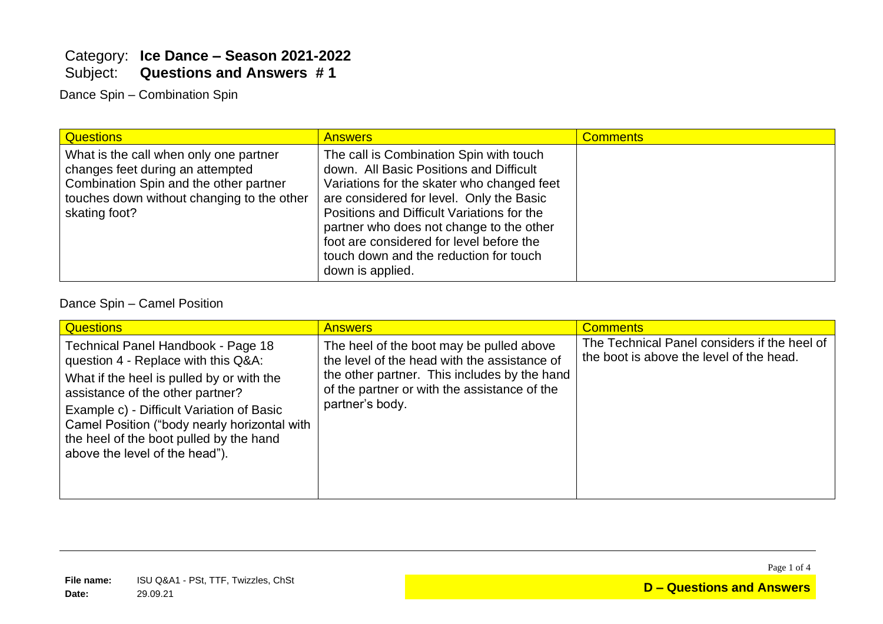Category: **Ice Dance – Season 2021-2022**
Subject: **Questions and Answers # 1**

Dance Spin – Combination Spin

| Questions | Answers | Comments |
| --- | --- | --- |
| What is the call when only one partner changes feet during an attempted Combination Spin and the other partner touches down without changing to the other skating foot? | The call is Combination Spin with touch down. All Basic Positions and Difficult Variations for the skater who changed feet are considered for level. Only the Basic Positions and Difficult Variations for the partner who does not change to the other foot are considered for level before the touch down and the reduction for touch down is applied. | |

Dance Spin – Camel Position

| Questions | Answers | Comments |
| --- | --- | --- |
| Technical Panel Handbook - Page 18 question 4 - Replace with this Q&A: What if the heel is pulled by or with the assistance of the other partner? Example c) - Difficult Variation of Basic Camel Position ("body nearly horizontal with the heel of the boot pulled by the hand above the level of the head"). | The heel of the boot may be pulled above the level of the head with the assistance of the other partner. This includes by the hand of the partner or with the assistance of the partner's body. | The Technical Panel considers if the heel of the boot is above the level of the head. |

**File name:** ISU Q&A1 - PSt, TTF, Twizzles, ChSt
**Date:** 29.09.21

**D – Questions and Answers**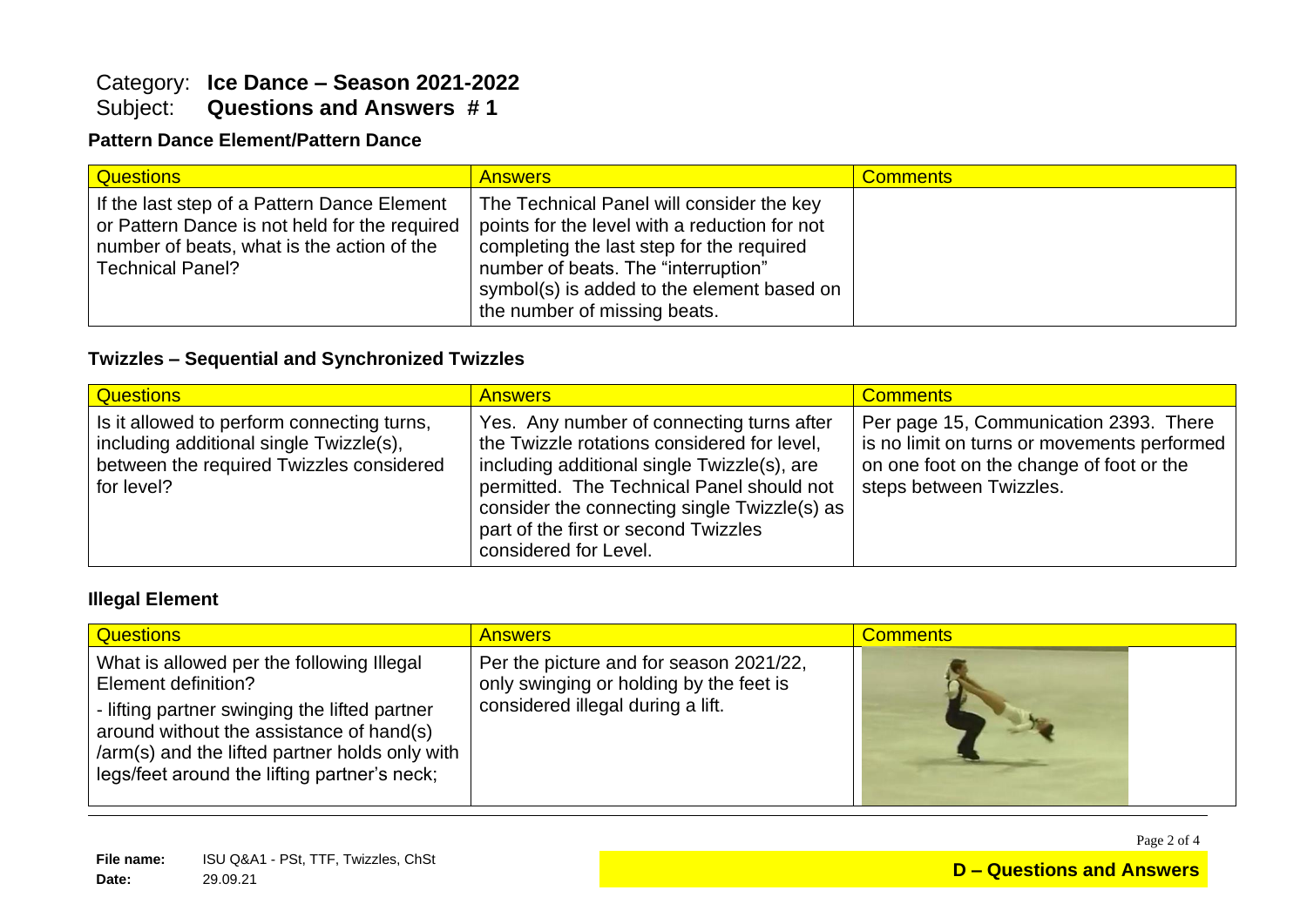Category: **Ice Dance – Season 2021-2022**
Subject: **Questions and Answers # 1**

### Pattern Dance Element/Pattern Dance

| Questions | Answers | Comments |
| --- | --- | --- |
| If the last step of a Pattern Dance Element or Pattern Dance is not held for the required number of beats, what is the action of the Technical Panel? | The Technical Panel will consider the key points for the level with a reduction for not completing the last step for the required number of beats. The "interruption" symbol(s) is added to the element based on the number of missing beats. | |

### Twizzles – Sequential and Synchronized Twizzles

| Questions | Answers | Comments |
| --- | --- | --- |
| Is it allowed to perform connecting turns, including additional single Twizzle(s), between the required Twizzles considered for level? | Yes. Any number of connecting turns after the Twizzle rotations considered for level, including additional single Twizzle(s), are permitted. The Technical Panel should not consider the connecting single Twizzle(s) as part of the first or second Twizzles considered for Level. | Per page 15, Communication 2393. There is no limit on turns or movements performed on one foot on the change of foot or the steps between Twizzles. |

### Illegal Element

| Questions | Answers | Comments |
| --- | --- | --- |
| What is allowed per the following Illegal Element definition?<br>- lifting partner swinging the lifted partner around without the assistance of hand(s) /arm(s) and the lifted partner holds only with legs/feet around the lifting partner's neck; | Per the picture and for season 2021/22, only swinging or holding by the feet is considered illegal during a lift. | |

**File name:** ISU Q&A1 - PSt, TTF, Twizzles, ChSt
**Date:** 29.09.21

**D – Questions and Answers**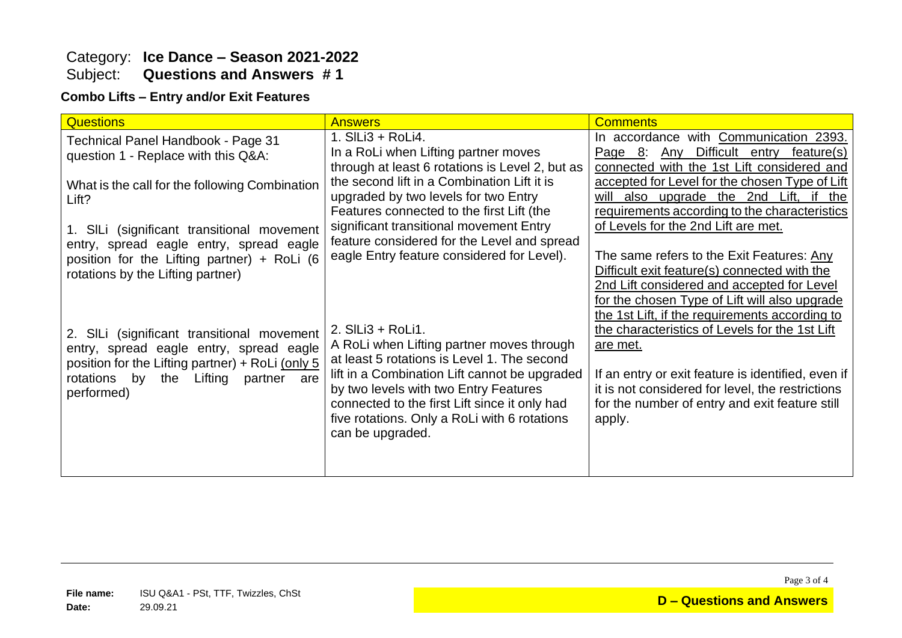Category: **Ice Dance – Season 2021-2022**
Subject: **Questions and Answers # 1**

**Combo Lifts – Entry and/or Exit Features**

| Questions | Answers | Comments |
|---|---|---|
| Technical Panel Handbook - Page 31 question 1 - Replace with this Q&A:<br><br>What is the call for the following Combination Lift?<br><br>1. SlLi (significant transitional movement entry, spread eagle entry, spread eagle position for the Lifting partner) + RoLi (6 rotations by the Lifting partner)<br><br>2. SlLi (significant transitional movement entry, spread eagle entry, spread eagle position for the Lifting partner) + RoLi (only 5 rotations by the Lifting partner are performed) | 1. SlLi3 + RoLi4.<br>In a RoLi when Lifting partner moves through at least 6 rotations is Level 2, but as the second lift in a Combination Lift it is upgraded by two levels for two Entry Features connected to the first Lift (the significant transitional movement Entry feature considered for the Level and spread eagle Entry feature considered for Level).<br><br>2. SlLi3 + RoLi1.<br>A RoLi when Lifting partner moves through at least 5 rotations is Level 1. The second lift in a Combination Lift cannot be upgraded by two levels with two Entry Features connected to the first Lift since it only had five rotations. Only a RoLi with 6 rotations can be upgraded. | In accordance with Communication 2393. Page 8: Any Difficult entry feature(s) connected with the 1st Lift considered and accepted for Level for the chosen Type of Lift will also upgrade the 2nd Lift, if the requirements according to the characteristics of Levels for the 2nd Lift are met.<br><br>The same refers to the Exit Features: Any Difficult exit feature(s) connected with the 2nd Lift considered and accepted for Level for the chosen Type of Lift will also upgrade the 1st Lift, if the requirements according to the characteristics of Levels for the 1st Lift are met.<br><br>If an entry or exit feature is identified, even if it is not considered for level, the restrictions for the number of entry and exit feature still apply. |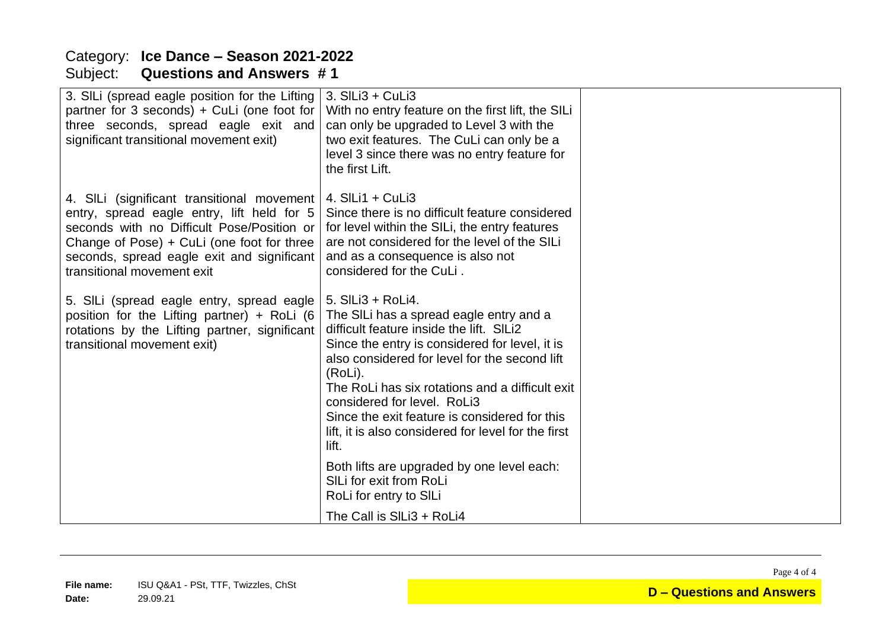Category: **Ice Dance – Season 2021-2022**
Subject: **Questions and Answers # 1**

| | | |
|---|---|---|
| 3. SlLi (spread eagle position for the Lifting partner for 3 seconds) + CuLi (one foot for three seconds, spread eagle exit and significant transitional movement exit) | 3. SlLi3 + CuLi3<br>With no entry feature on the first lift, the SlLi can only be upgraded to Level 3 with the two exit features. The CuLi can only be a level 3 since there was no entry feature for the first Lift. | |
| 4. SlLi (significant transitional movement entry, spread eagle entry, lift held for 5 seconds with no Difficult Pose/Position or Change of Pose) + CuLi (one foot for three seconds, spread eagle exit and significant transitional movement exit | 4. SlLi1 + CuLi3<br>Since there is no difficult feature considered for level within the SlLi, the entry features are not considered for the level of the SlLi and as a consequence is also not considered for the CuLi . | |
| 5. SlLi (spread eagle entry, spread eagle position for the Lifting partner) + RoLi (6 rotations by the Lifting partner, significant transitional movement exit) | 5. SlLi3 + RoLi4.<br>The SlLi has a spread eagle entry and a difficult feature inside the lift. SlLi2<br>Since the entry is considered for level, it is also considered for level for the second lift (RoLi).<br>The RoLi has six rotations and a difficult exit considered for level. RoLi3<br>Since the exit feature is considered for this lift, it is also considered for level for the first lift.<br><br>Both lifts are upgraded by one level each:<br>SlLi for exit from RoLi<br>RoLi for entry to SlLi<br><br>The Call is SlLi3 + RoLi4 | |

**File name:** ISU Q&A1 - PSt, TTF, Twizzles, ChSt
**Date:** 29.09.21

**D – Questions and Answers**